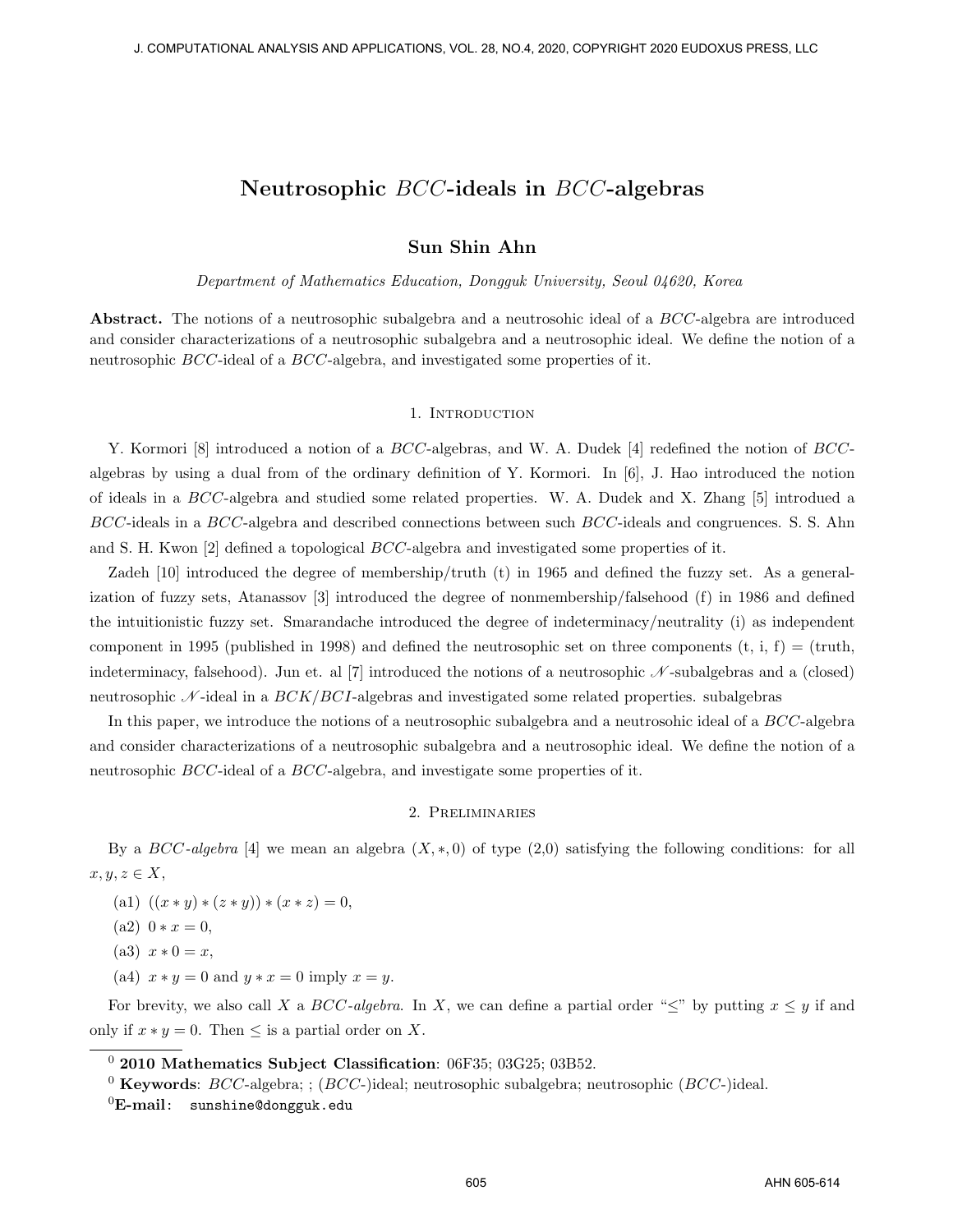# Neutrosophic $BCC$-ideals in $BCC$-algebras

**Sun Shin Ahn**

*Department of Mathematics Education, Dongguk University, Seoul 04620, Korea*

**Abstract.** The notions of a neutrosophic subalgebra and a neutrosohic ideal of a $BCC$-algebra are introduced and consider characterizations of a neutrosophic subalgebra and a neutrosophic ideal. We define the notion of a neutrosophic $BCC$-ideal of a $BCC$-algebra, and investigated some properties of it.

## 1. Introduction

Y. Kormori [8] introduced a notion of a $BCC$-algebras, and W. A. Dudek [4] redefined the notion of $BCC$-algebras by using a dual from of the ordinary definition of Y. Kormori. In [6], J. Hao introduced the notion of ideals in a $BCC$-algebra and studied some related properties. W. A. Dudek and X. Zhang [5] introdued a $BCC$-ideals in a $BCC$-algebra and described connections between such $BCC$-ideals and congruences. S. S. Ahn and S. H. Kwon [2] defined a topological $BCC$-algebra and investigated some properties of it.

Zadeh [10] introduced the degree of membership/truth (t) in 1965 and defined the fuzzy set. As a generalization of fuzzy sets, Atanassov [3] introduced the degree of nonmembership/falsehood (f) in 1986 and defined the intuitionistic fuzzy set. Smarandache introduced the degree of indeterminacy/neutrality (i) as independent component in 1995 (published in 1998) and defined the neutrosophic set on three components (t, i, f) = (truth, indeterminacy, falsehood). Jun et. al [7] introduced the notions of a neutrosophic $\mathscr{N}$-subalgebras and a (closed) neutrosophic $\mathscr{N}$-ideal in a $BCK/BCI$-algebras and investigated some related properties. subalgebras

In this paper, we introduce the notions of a neutrosophic subalgebra and a neutrosohic ideal of a $BCC$-algebra and consider characterizations of a neutrosophic subalgebra and a neutrosophic ideal. We define the notion of a neutrosophic $BCC$-ideal of a $BCC$-algebra, and investigate some properties of it.

## 2. Preliminaries

By a *$BCC$-algebra* [4] we mean an algebra $(X, *, 0)$ of type (2,0) satisfying the following conditions: for all $x, y, z \in X$,

(a1) $((x * y) * (z * y)) * (x * z) = 0$,

(a2) $0 * x = 0$,

(a3) $x * 0 = x$,

(a4) $x * y = 0$ and $y * x = 0$ imply $x = y$.

For brevity, we also call $X$ a *$BCC$-algebra*. In $X$, we can define a partial order "$\leq$" by putting $x \leq y$ if and only if $x * y = 0$. Then $\leq$ is a partial order on $X$.

---

[0] **2010 Mathematics Subject Classification**: 06F35; 03G25; 03B52.

[0] **Keywords**: $BCC$-algebra; ; ($BCC$-)ideal; neutrosophic subalgebra; neutrosophic ($BCC$-)ideal.

[0] **E-mail**: sunshine@dongguk.edu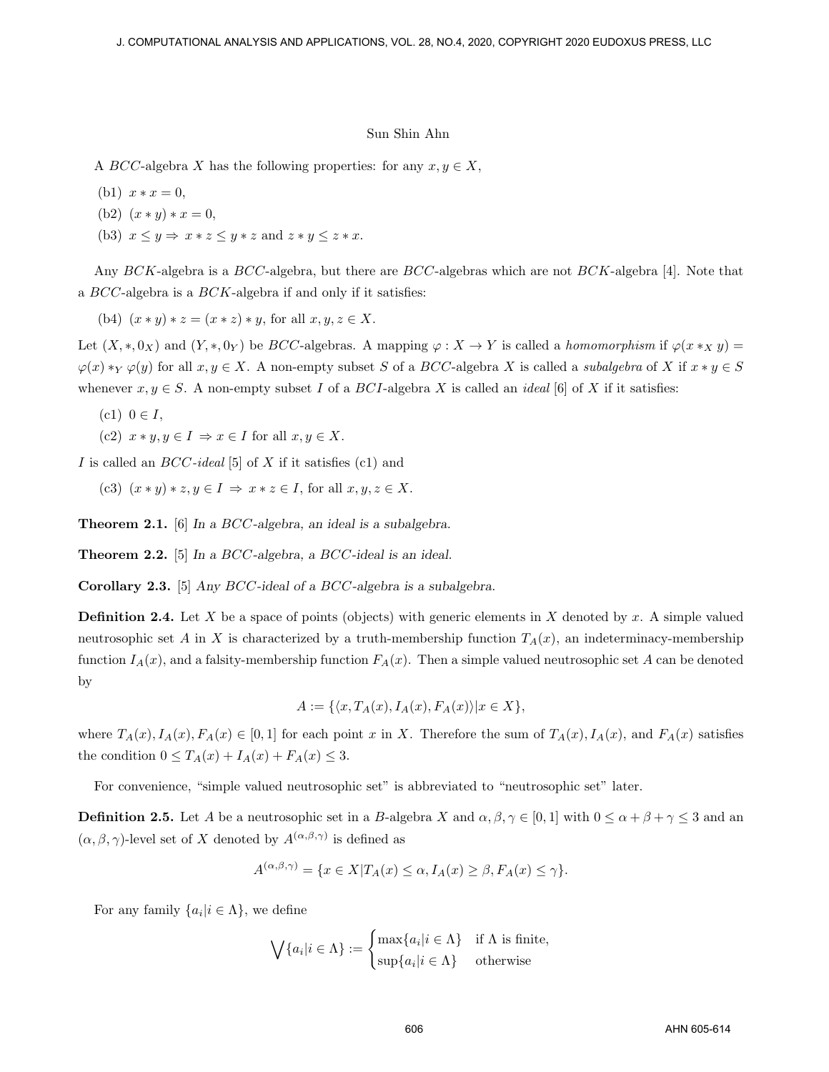A $BCC$-algebra $X$ has the following properties: for any $x, y \in X$,

(b1) $x * x = 0$,

(b2) $(x * y) * x = 0$,

(b3) $x \leq y \Rightarrow x * z \leq y * z$ and $z * y \leq z * x$.

Any $BCK$-algebra is a $BCC$-algebra, but there are $BCC$-algebras which are not $BCK$-algebra [4]. Note that a $BCC$-algebra is a $BCK$-algebra if and only if it satisfies:

(b4) $(x * y) * z = (x * z) * y$, for all $x, y, z \in X$.

Let $(X, *, 0_X)$ and $(Y, *, 0_Y)$ be $BCC$-algebras. A mapping $\varphi : X \to Y$ is called a *homomorphism* if $\varphi(x *_X y) = \varphi(x) *_Y \varphi(y)$ for all $x, y \in X$. A non-empty subset $S$ of a $BCC$-algebra $X$ is called a *subalgebra* of $X$ if $x * y \in S$ whenever $x, y \in S$. A non-empty subset $I$ of a $BCI$-algebra $X$ is called an *ideal* [6] of $X$ if it satisfies:

(c1) $0 \in I$,

(c2) $x * y, y \in I \Rightarrow x \in I$ for all $x, y \in X$.

$I$ is called an *$BCC$-ideal* [5] of $X$ if it satisfies (c1) and

(c3) $(x * y) * z, y \in I \Rightarrow x * z \in I$, for all $x, y, z \in X$.

**Theorem 2.1.** [6] *In a $BCC$-algebra, an ideal is a subalgebra.*

**Theorem 2.2.** [5] *In a $BCC$-algebra, a $BCC$-ideal is an ideal.*

**Corollary 2.3.** [5] *Any $BCC$-ideal of a $BCC$-algebra is a subalgebra.*

**Definition 2.4.** Let $X$ be a space of points (objects) with generic elements in $X$ denoted by $x$. A simple valued neutrosophic set $A$ in $X$ is characterized by a truth-membership function $T_A(x)$, an indeterminacy-membership function $I_A(x)$, and a falsity-membership function $F_A(x)$. Then a simple valued neutrosophic set $A$ can be denoted by

$$A := \{\langle x, T_A(x), I_A(x), F_A(x)\rangle | x \in X\},$$

where $T_A(x), I_A(x), F_A(x) \in [0, 1]$ for each point $x$ in $X$. Therefore the sum of $T_A(x), I_A(x)$, and $F_A(x)$ satisfies the condition $0 \leq T_A(x) + I_A(x) + F_A(x) \leq 3$.

For convenience, "simple valued neutrosophic set" is abbreviated to "neutrosophic set" later.

**Definition 2.5.** Let $A$ be a neutrosophic set in a $B$-algebra $X$ and $\alpha, \beta, \gamma \in [0, 1]$ with $0 \leq \alpha + \beta + \gamma \leq 3$ and an $(\alpha, \beta, \gamma)$-level set of $X$ denoted by $A^{(\alpha,\beta,\gamma)}$ is defined as

$$A^{(\alpha,\beta,\gamma)} = \{x \in X | T_A(x) \leq \alpha, I_A(x) \geq \beta, F_A(x) \leq \gamma\}.$$

For any family $\{a_i | i \in \Lambda\}$, we define

$$\bigvee\{a_i | i \in \Lambda\} := \begin{cases} \max\{a_i | i \in \Lambda\} & \text{if } \Lambda \text{ is finite,} \\ \sup\{a_i | i \in \Lambda\} & \text{otherwise} \end{cases}$$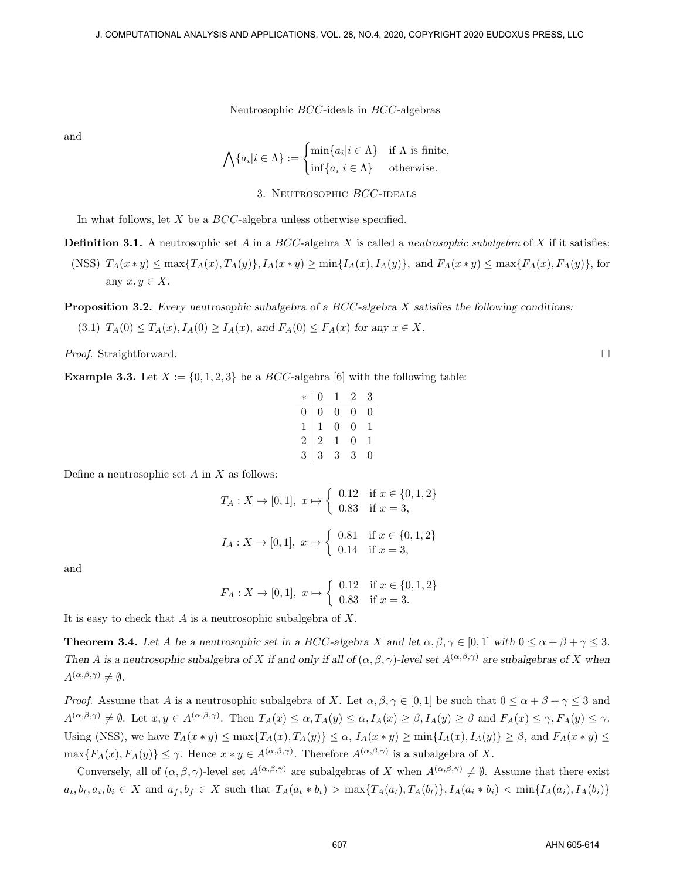and

$$\bigwedge\{a_i|i \in \Lambda\} := \begin{cases} \min\{a_i|i \in \Lambda\} & \text{if } \Lambda \text{ is finite,} \\ \inf\{a_i|i \in \Lambda\} & \text{otherwise.} \end{cases}$$

## 3. Neutrosophic *BCC*-ideals

In what follows, let $X$ be a $BCC$-algebra unless otherwise specified.

**Definition 3.1.** A neutrosophic set $A$ in a $BCC$-algebra $X$ is called a *neutrosophic subalgebra* of $X$ if it satisfies:

(NSS) $T_A(x * y) \leq \max\{T_A(x), T_A(y)\}, I_A(x * y) \geq \min\{I_A(x), I_A(y)\}$, and $F_A(x * y) \leq \max\{F_A(x), F_A(y)\}$, for any $x, y \in X$.

**Proposition 3.2.** *Every neutrosophic subalgebra of a $BCC$-algebra $X$ satisfies the following conditions:*

(3.1) $T_A(0) \leq T_A(x), I_A(0) \geq I_A(x)$, *and* $F_A(0) \leq F_A(x)$ *for any* $x \in X$.

*Proof.* Straightforward. □

**Example 3.3.** Let $X := \{0, 1, 2, 3\}$ be a $BCC$-algebra [6] with the following table:

| * | 0 | 1 | 2 | 3 |
|---|---|---|---|---|
| 0 | 0 | 0 | 0 | 0 |
| 1 | 1 | 0 | 0 | 1 |
| 2 | 2 | 1 | 0 | 1 |
| 3 | 3 | 3 | 3 | 0 |

Define a neutrosophic set $A$ in $X$ as follows:

$$T_A : X \to [0, 1], \ x \mapsto \begin{cases} 0.12 & \text{if } x \in \{0, 1, 2\} \\ 0.83 & \text{if } x = 3, \end{cases}$$

$$I_A : X \to [0, 1], \ x \mapsto \begin{cases} 0.81 & \text{if } x \in \{0, 1, 2\} \\ 0.14 & \text{if } x = 3, \end{cases}$$

and

$$F_A : X \to [0, 1], \ x \mapsto \begin{cases} 0.12 & \text{if } x \in \{0, 1, 2\} \\ 0.83 & \text{if } x = 3. \end{cases}$$

It is easy to check that $A$ is a neutrosophic subalgebra of $X$.

**Theorem 3.4.** *Let $A$ be a neutrosophic set in a BCC-algebra $X$ and let $\alpha, \beta, \gamma \in [0, 1]$ with $0 \leq \alpha + \beta + \gamma \leq 3$. Then $A$ is a neutrosophic subalgebra of $X$ if and only if all of $(\alpha, \beta, \gamma)$-level set $A^{(\alpha,\beta,\gamma)}$ are subalgebras of $X$ when $A^{(\alpha,\beta,\gamma)} \neq \emptyset$.*

*Proof.* Assume that $A$ is a neutrosophic subalgebra of $X$. Let $\alpha, \beta, \gamma \in [0, 1]$ be such that $0 \leq \alpha + \beta + \gamma \leq 3$ and $A^{(\alpha,\beta,\gamma)} \neq \emptyset$. Let $x, y \in A^{(\alpha,\beta,\gamma)}$. Then $T_A(x) \leq \alpha, T_A(y) \leq \alpha, I_A(x) \geq \beta, I_A(y) \geq \beta$ and $F_A(x) \leq \gamma, F_A(y) \leq \gamma$. Using (NSS), we have $T_A(x * y) \leq \max\{T_A(x), T_A(y)\} \leq \alpha$, $I_A(x * y) \geq \min\{I_A(x), I_A(y)\} \geq \beta$, and $F_A(x * y) \leq \max\{F_A(x), F_A(y)\} \leq \gamma$. Hence $x * y \in A^{(\alpha,\beta,\gamma)}$. Therefore $A^{(\alpha,\beta,\gamma)}$ is a subalgebra of $X$.

Conversely, all of $(\alpha, \beta, \gamma)$-level set $A^{(\alpha,\beta,\gamma)}$ are subalgebras of $X$ when $A^{(\alpha,\beta,\gamma)} \neq \emptyset$. Assume that there exist $a_t, b_t, a_i, b_i \in X$ and $a_f, b_f \in X$ such that $T_A(a_t * b_t) > \max\{T_A(a_t), T_A(b_t)\}, I_A(a_i * b_i) < \min\{I_A(a_i), I_A(b_i)\}$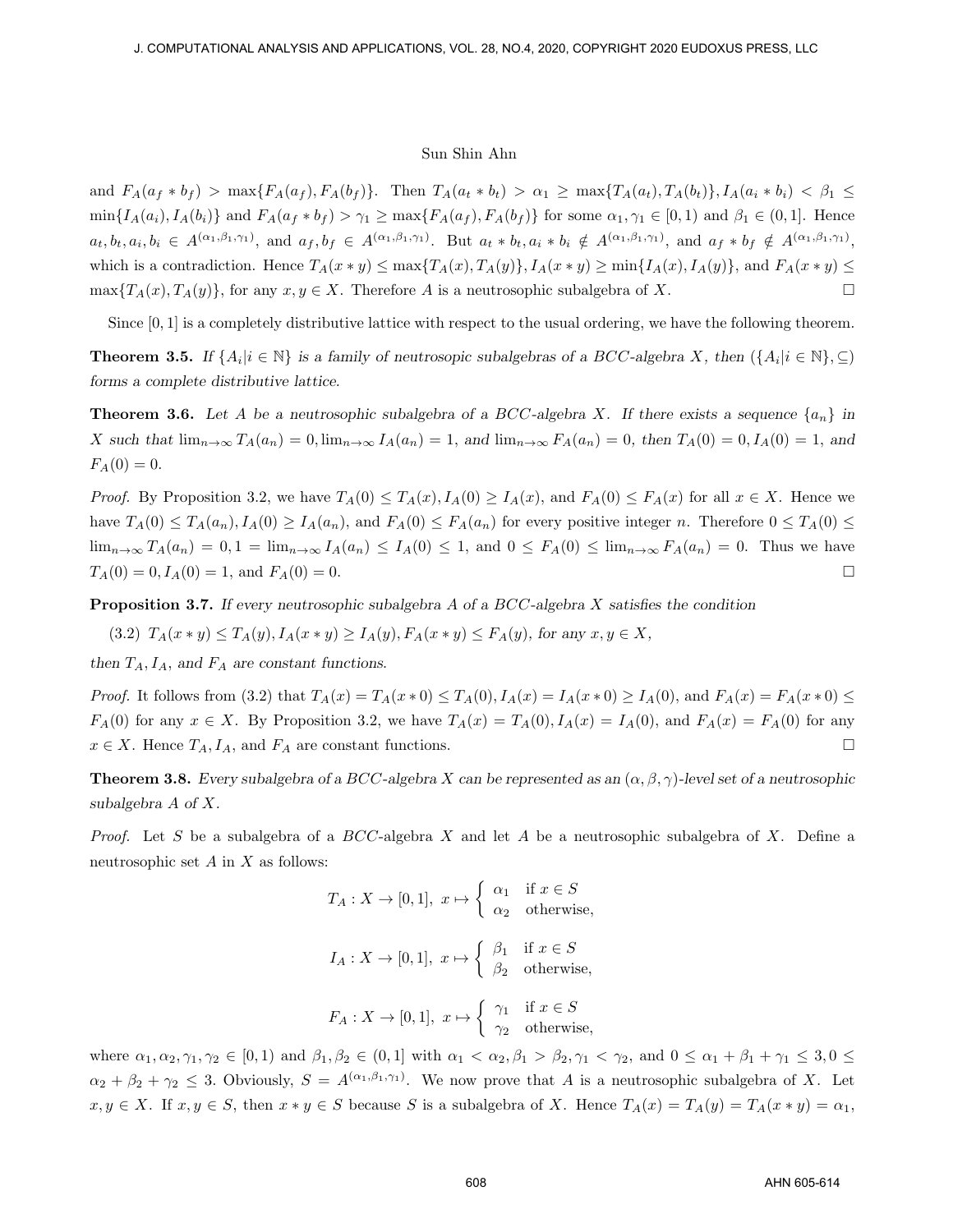and $F_A(a_f * b_f) > \max\{F_A(a_f), F_A(b_f)\}$. Then $T_A(a_t * b_t) > \alpha_1 \geq \max\{T_A(a_t), T_A(b_t)\}, I_A(a_i * b_i) < \beta_1 \leq \min\{I_A(a_i), I_A(b_i)\}$ and $F_A(a_f * b_f) > \gamma_1 \geq \max\{F_A(a_f), F_A(b_f)\}$ for some $\alpha_1, \gamma_1 \in [0, 1)$ and $\beta_1 \in (0, 1]$. Hence $a_t, b_t, a_i, b_i \in A^{(\alpha_1, \beta_1, \gamma_1)}$, and $a_f, b_f \in A^{(\alpha_1, \beta_1, \gamma_1)}$. But $a_t * b_t, a_i * b_i \notin A^{(\alpha_1, \beta_1, \gamma_1)}$, and $a_f * b_f \notin A^{(\alpha_1, \beta_1, \gamma_1)}$, which is a contradiction. Hence $T_A(x * y) \leq \max\{T_A(x), T_A(y)\}, I_A(x * y) \geq \min\{I_A(x), I_A(y)\}$, and $F_A(x * y) \leq \max\{T_A(x), T_A(y)\}$, for any $x, y \in X$. Therefore $A$ is a neutrosophic subalgebra of $X$. □

Since $[0, 1]$ is a completely distributive lattice with respect to the usual ordering, we have the following theorem.

**Theorem 3.5.** *If $\{A_i | i \in \mathbb{N}\}$ is a family of neutrosopic subalgebras of a BCC-algebra $X$, then $(\{A_i | i \in \mathbb{N}\}, \subseteq)$ forms a complete distributive lattice.*

**Theorem 3.6.** *Let $A$ be a neutrosophic subalgebra of a BCC-algebra $X$. If there exists a sequence $\{a_n\}$ in $X$ such that $\lim_{n\to\infty} T_A(a_n) = 0, \lim_{n\to\infty} I_A(a_n) = 1$, and $\lim_{n\to\infty} F_A(a_n) = 0$, then $T_A(0) = 0, I_A(0) = 1$, and $F_A(0) = 0$.*

*Proof.* By Proposition 3.2, we have $T_A(0) \leq T_A(x), I_A(0) \geq I_A(x)$, and $F_A(0) \leq F_A(x)$ for all $x \in X$. Hence we have $T_A(0) \leq T_A(a_n), I_A(0) \geq I_A(a_n)$, and $F_A(0) \leq F_A(a_n)$ for every positive integer $n$. Therefore $0 \leq T_A(0) \leq \lim_{n\to\infty} T_A(a_n) = 0, 1 = \lim_{n\to\infty} I_A(a_n) \leq I_A(0) \leq 1$, and $0 \leq F_A(0) \leq \lim_{n\to\infty} F_A(a_n) = 0$. Thus we have $T_A(0) = 0, I_A(0) = 1$, and $F_A(0) = 0$. □

**Proposition 3.7.** *If every neutrosophic subalgebra $A$ of a BCC-algebra $X$ satisfies the condition*

(3.2) $T_A(x * y) \leq T_A(y), I_A(x * y) \geq I_A(y), F_A(x * y) \leq F_A(y)$, *for any $x, y \in X$,*

*then $T_A, I_A$, and $F_A$ are constant functions.*

*Proof.* It follows from (3.2) that $T_A(x) = T_A(x * 0) \leq T_A(0), I_A(x) = I_A(x * 0) \geq I_A(0)$, and $F_A(x) = F_A(x * 0) \leq F_A(0)$ for any $x \in X$. By Proposition 3.2, we have $T_A(x) = T_A(0), I_A(x) = I_A(0)$, and $F_A(x) = F_A(0)$ for any $x \in X$. Hence $T_A, I_A$, and $F_A$ are constant functions. □

**Theorem 3.8.** *Every subalgebra of a BCC-algebra $X$ can be represented as an $(\alpha, \beta, \gamma)$-level set of a neutrosophic subalgebra $A$ of $X$.*

*Proof.* Let $S$ be a subalgebra of a $BCC$-algebra $X$ and let $A$ be a neutrosophic subalgebra of $X$. Define a neutrosophic set $A$ in $X$ as follows:

$$T_A : X \to [0, 1],\ x \mapsto \begin{cases} \alpha_1 & \text{if } x \in S \\ \alpha_2 & \text{otherwise,} \end{cases}$$

$$I_A : X \to [0, 1],\ x \mapsto \begin{cases} \beta_1 & \text{if } x \in S \\ \beta_2 & \text{otherwise,} \end{cases}$$

$$F_A : X \to [0, 1],\ x \mapsto \begin{cases} \gamma_1 & \text{if } x \in S \\ \gamma_2 & \text{otherwise,} \end{cases}$$

where $\alpha_1, \alpha_2, \gamma_1, \gamma_2 \in [0, 1)$ and $\beta_1, \beta_2 \in (0, 1]$ with $\alpha_1 < \alpha_2, \beta_1 > \beta_2, \gamma_1 < \gamma_2$, and $0 \leq \alpha_1 + \beta_1 + \gamma_1 \leq 3, 0 \leq \alpha_2 + \beta_2 + \gamma_2 \leq 3$. Obviously, $S = A^{(\alpha_1, \beta_1, \gamma_1)}$. We now prove that $A$ is a neutrosophic subalgebra of $X$. Let $x, y \in X$. If $x, y \in S$, then $x * y \in S$ because $S$ is a subalgebra of $X$. Hence $T_A(x) = T_A(y) = T_A(x * y) = \alpha_1$,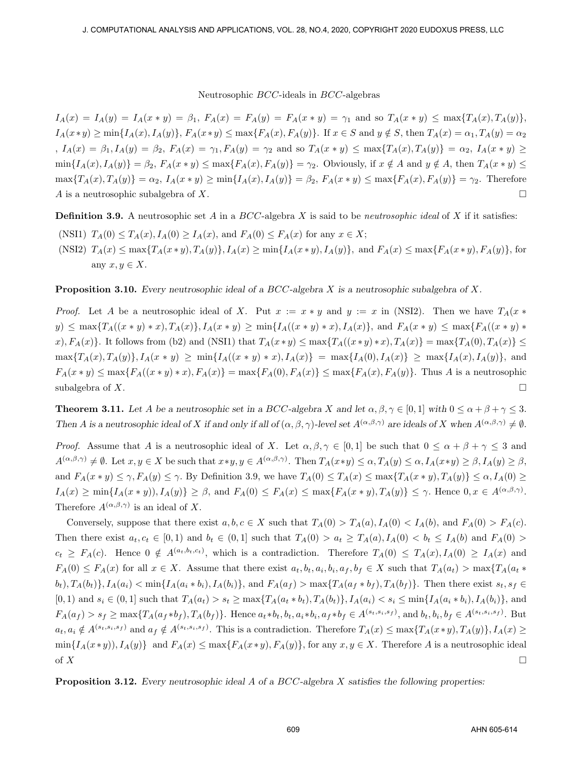$I_A(x) = I_A(y) = I_A(x * y) = \beta_1$, $F_A(x) = F_A(y) = F_A(x * y) = \gamma_1$ and so $T_A(x * y) \leq \max\{T_A(x), T_A(y)\}$, $I_A(x*y) \geq \min\{I_A(x), I_A(y)\}$, $F_A(x*y) \leq \max\{F_A(x), F_A(y)\}$. If $x \in S$ and $y \notin S$, then $T_A(x) = \alpha_1, T_A(y) = \alpha_2$ , $I_A(x) = \beta_1, I_A(y) = \beta_2$, $F_A(x) = \gamma_1, F_A(y) = \gamma_2$ and so $T_A(x * y) \leq \max\{T_A(x), T_A(y)\} = \alpha_2$, $I_A(x * y) \geq \min\{I_A(x), I_A(y)\} = \beta_2$, $F_A(x * y) \leq \max\{F_A(x), F_A(y)\} = \gamma_2$. Obviously, if $x \notin A$ and $y \notin A$, then $T_A(x * y) \leq \max\{T_A(x), T_A(y)\} = \alpha_2$, $I_A(x * y) \geq \min\{I_A(x), I_A(y)\} = \beta_2$, $F_A(x * y) \leq \max\{F_A(x), F_A(y)\} = \gamma_2$. Therefore $A$ is a neutrosophic subalgebra of $X$. □

**Definition 3.9.** A neutrosophic set $A$ in a $BCC$-algebra $X$ is said to be *neutrosophic ideal* of $X$ if it satisfies:

(NSI1) $T_A(0) \leq T_A(x), I_A(0) \geq I_A(x)$, and $F_A(0) \leq F_A(x)$ for any $x \in X$;

(NSI2) $T_A(x) \leq \max\{T_A(x * y), T_A(y)\}, I_A(x) \geq \min\{I_A(x * y), I_A(y)\}$, and $F_A(x) \leq \max\{F_A(x * y), F_A(y)\}$, for any $x, y \in X$.

**Proposition 3.10.** *Every neutrosophic ideal of a $BCC$-algebra $X$ is a neutrosophic subalgebra of $X$.*

*Proof.* Let $A$ be a neutrosophic ideal of $X$. Put $x := x * y$ and $y := x$ in (NSI2). Then we have $T_A(x * y) \leq \max\{T_A((x * y) * x), T_A(x)\}, I_A(x * y) \geq \min\{I_A((x * y) * x), I_A(x)\}$, and $F_A(x * y) \leq \max\{F_A((x * y) * x), F_A(x)\}$. It follows from (b2) and (NSI1) that $T_A(x*y) \leq \max\{T_A((x*y)*x), T_A(x)\} = \max\{T_A(0), T_A(x)\} \leq \max\{T_A(x), T_A(y)\}, I_A(x * y) \geq \min\{I_A((x * y) * x), I_A(x)\} = \max\{I_A(0), I_A(x)\} \geq \max\{I_A(x), I_A(y)\}$, and $F_A(x * y) \leq \max\{F_A((x * y) * x), F_A(x)\} = \max\{F_A(0), F_A(x)\} \leq \max\{F_A(x), F_A(y)\}$. Thus $A$ is a neutrosophic subalgebra of $X$. □

**Theorem 3.11.** *Let $A$ be a neutrosophic set in a $BCC$-algebra $X$ and let $\alpha, \beta, \gamma \in [0, 1]$ with $0 \leq \alpha + \beta + \gamma \leq 3$. Then $A$ is a neutrosophic ideal of $X$ if and only if all of $(\alpha, \beta, \gamma)$-level set $A^{(\alpha,\beta,\gamma)}$ are ideals of $X$ when $A^{(\alpha,\beta,\gamma)} \neq \emptyset$.*

*Proof.* Assume that $A$ is a neutrosophic ideal of $X$. Let $\alpha, \beta, \gamma \in [0, 1]$ be such that $0 \leq \alpha + \beta + \gamma \leq 3$ and $A^{(\alpha,\beta,\gamma)} \neq \emptyset$. Let $x, y \in X$ be such that $x*y, y \in A^{(\alpha,\beta,\gamma)}$. Then $T_A(x*y) \leq \alpha, T_A(y) \leq \alpha, I_A(x*y) \geq \beta, I_A(y) \geq \beta$, and $F_A(x * y) \leq \gamma, F_A(y) \leq \gamma$. By Definition 3.9, we have $T_A(0) \leq T_A(x) \leq \max\{T_A(x * y), T_A(y)\} \leq \alpha, I_A(0) \geq I_A(x) \geq \min\{I_A(x * y)), I_A(y)\} \geq \beta$, and $F_A(0) \leq F_A(x) \leq \max\{F_A(x * y), T_A(y)\} \leq \gamma$. Hence $0, x \in A^{(\alpha,\beta,\gamma)}$. Therefore $A^{(\alpha,\beta,\gamma)}$ is an ideal of $X$.

Conversely, suppose that there exist $a, b, c \in X$ such that $T_A(0) > T_A(a), I_A(0) < I_A(b)$, and $F_A(0) > F_A(c)$. Then there exist $a_t, c_t \in [0, 1)$ and $b_t \in (0, 1]$ such that $T_A(0) > a_t \geq T_A(a), I_A(0) < b_t \leq I_A(b)$ and $F_A(0) > c_t \geq F_A(c)$. Hence $0 \notin A^{(a_t,b_t,c_t)}$, which is a contradiction. Therefore $T_A(0) \leq T_A(x), I_A(0) \geq I_A(x)$ and $F_A(0) \leq F_A(x)$ for all $x \in X$. Assume that there exist $a_t, b_t, a_i, b_i, a_f, b_f \in X$ such that $T_A(a_t) > \max\{T_A(a_t * b_t), T_A(b_t)\}, I_A(a_i) < \min\{I_A(a_i * b_i), I_A(b_i)\}$, and $F_A(a_f) > \max\{T_A(a_f * b_f), T_A(b_f)\}$. Then there exist $s_t, s_f \in [0, 1)$ and $s_i \in (0, 1]$ such that $T_A(a_t) > s_t \geq \max\{T_A(a_t * b_t), T_A(b_t)\}, I_A(a_i) < s_i \leq \min\{I_A(a_i * b_i), I_A(b_i)\}$, and $F_A(a_f) > s_f \geq \max\{T_A(a_f*b_f), T_A(b_f)\}$. Hence $a_t*b_t, b_t, a_i*b_i, a_f*b_f \in A^{(s_t,s_i,s_f)}$, and $b_t, b_i, b_f \in A^{(s_t,s_i,s_f)}$. But $a_t, a_i \notin A^{(s_t,s_i,s_f)}$ and $a_f \notin A^{(s_t,s_i,s_f)}$. This is a contradiction. Therefore $T_A(x) \leq \max\{T_A(x*y), T_A(y)\}, I_A(x) \geq \min\{I_A(x*y)), I_A(y)\}$ and $F_A(x) \leq \max\{F_A(x*y), F_A(y)\}$, for any $x, y \in X$. Therefore $A$ is a neutrosophic ideal of $X$ □

**Proposition 3.12.** *Every neutrosophic ideal $A$ of a $BCC$-algebra $X$ satisfies the following properties:*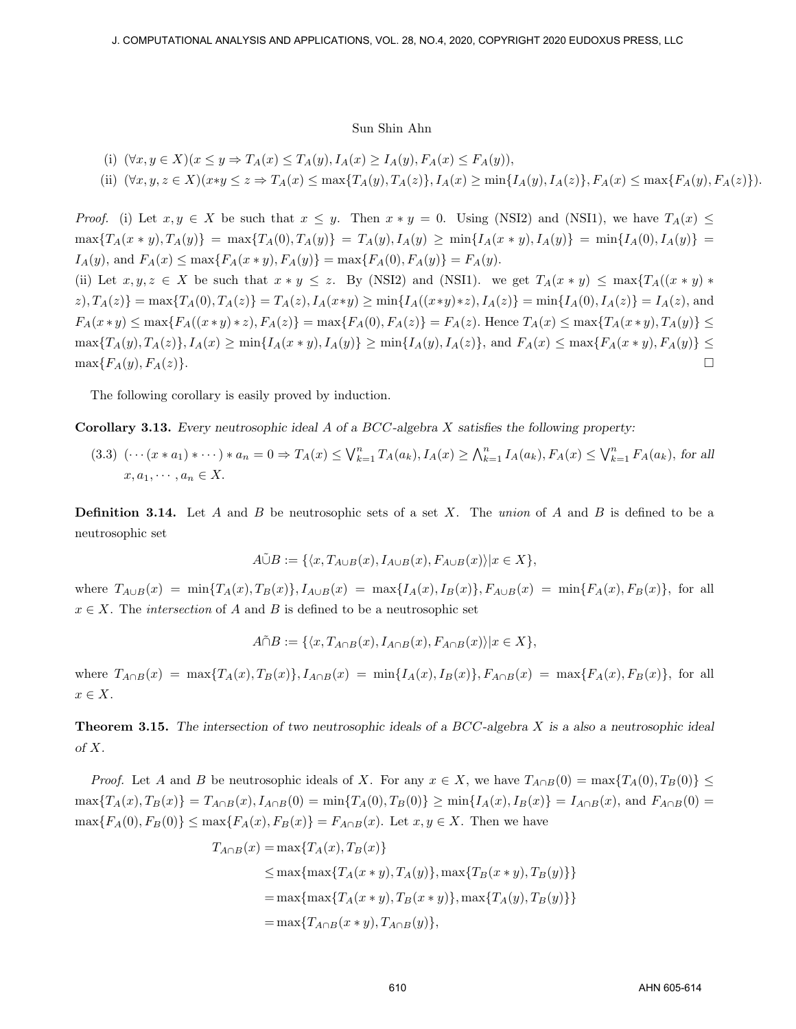(i) $(\forall x, y \in X)(x \leq y \Rightarrow T_A(x) \leq T_A(y), I_A(x) \geq I_A(y), F_A(x) \leq F_A(y))$,

(ii) $(\forall x, y, z \in X)(x*y \leq z \Rightarrow T_A(x) \leq \max\{T_A(y), T_A(z)\}, I_A(x) \geq \min\{I_A(y), I_A(z)\}, F_A(x) \leq \max\{F_A(y), F_A(z)\})$.

*Proof.* (i) Let $x, y \in X$ be such that $x \leq y$. Then $x * y = 0$. Using (NSI2) and (NSI1), we have $T_A(x) \leq \max\{T_A(x * y), T_A(y)\} = \max\{T_A(0), T_A(y)\} = T_A(y), I_A(y) \geq \min\{I_A(x * y), I_A(y)\} = \min\{I_A(0), I_A(y)\} = I_A(y)$, and $F_A(x) \leq \max\{F_A(x * y), F_A(y)\} = \max\{F_A(0), F_A(y)\} = F_A(y)$.

(ii) Let $x, y, z \in X$ be such that $x * y \leq z$. By (NSI2) and (NSI1). we get $T_A(x * y) \leq \max\{T_A((x * y) * z), T_A(z)\} = \max\{T_A(0), T_A(z)\} = T_A(z), I_A(x*y) \geq \min\{I_A((x*y)*z), I_A(z)\} = \min\{I_A(0), I_A(z)\} = I_A(z)$, and $F_A(x * y) \leq \max\{F_A((x * y) * z), F_A(z)\} = \max\{F_A(0), F_A(z)\} = F_A(z)$. Hence $T_A(x) \leq \max\{T_A(x * y), T_A(y)\} \leq \max\{T_A(y), T_A(z)\}, I_A(x) \geq \min\{I_A(x * y), I_A(y)\} \geq \min\{I_A(y), I_A(z)\}$, and $F_A(x) \leq \max\{F_A(x * y), F_A(y)\} \leq \max\{F_A(y), F_A(z)\}$. □

The following corollary is easily proved by induction.

**Corollary 3.13.** *Every neutrosophic ideal $A$ of a $BCC$-algebra $X$ satisfies the following property:*

(3.3) $(\cdots (x * a_1) * \cdots) * a_n = 0 \Rightarrow T_A(x) \leq \bigvee_{k=1}^n T_A(a_k), I_A(x) \geq \bigwedge_{k=1}^n I_A(a_k), F_A(x) \leq \bigvee_{k=1}^n F_A(a_k)$, *for all* $x, a_1, \cdots, a_n \in X$.

**Definition 3.14.** Let $A$ and $B$ be neutrosophic sets of a set $X$. The *union* of $A$ and $B$ is defined to be a neutrosophic set

$$A\tilde{\cup}B := \{\langle x, T_{A\cup B}(x), I_{A\cup B}(x), F_{A\cup B}(x)\rangle | x \in X\},$$

where $T_{A\cup B}(x) = \min\{T_A(x), T_B(x)\}, I_{A\cup B}(x) = \max\{I_A(x), I_B(x)\}, F_{A\cup B}(x) = \min\{F_A(x), F_B(x)\}$, for all $x \in X$. The *intersection* of $A$ and $B$ is defined to be a neutrosophic set

$$A\tilde{\cap}B := \{\langle x, T_{A\cap B}(x), I_{A\cap B}(x), F_{A\cap B}(x)\rangle | x \in X\},$$

where $T_{A\cap B}(x) = \max\{T_A(x), T_B(x)\}, I_{A\cap B}(x) = \min\{I_A(x), I_B(x)\}, F_{A\cap B}(x) = \max\{F_A(x), F_B(x)\}$, for all $x \in X$.

**Theorem 3.15.** *The intersection of two neutrosophic ideals of a $BCC$-algebra $X$ is a also a neutrosophic ideal of $X$.*

*Proof.* Let $A$ and $B$ be neutrosophic ideals of $X$. For any $x \in X$, we have $T_{A\cap B}(0) = \max\{T_A(0), T_B(0)\} \leq \max\{T_A(x), T_B(x)\} = T_{A\cap B}(x), I_{A\cap B}(0) = \min\{T_A(0), T_B(0)\} \geq \min\{I_A(x), I_B(x)\} = I_{A\cap B}(x)$, and $F_{A\cap B}(0) = \max\{F_A(0), F_B(0)\} \leq \max\{F_A(x), F_B(x)\} = F_{A\cap B}(x)$. Let $x, y \in X$. Then we have

$$\begin{aligned}
T_{A\cap B}(x) &= \max\{T_A(x), T_B(x)\} \\
&\leq \max\{\max\{T_A(x * y), T_A(y)\}, \max\{T_B(x * y), T_B(y)\}\} \\
&= \max\{\max\{T_A(x * y), T_B(x * y)\}, \max\{T_A(y), T_B(y)\}\} \\
&= \max\{T_{A\cap B}(x * y), T_{A\cap B}(y)\},
\end{aligned}$$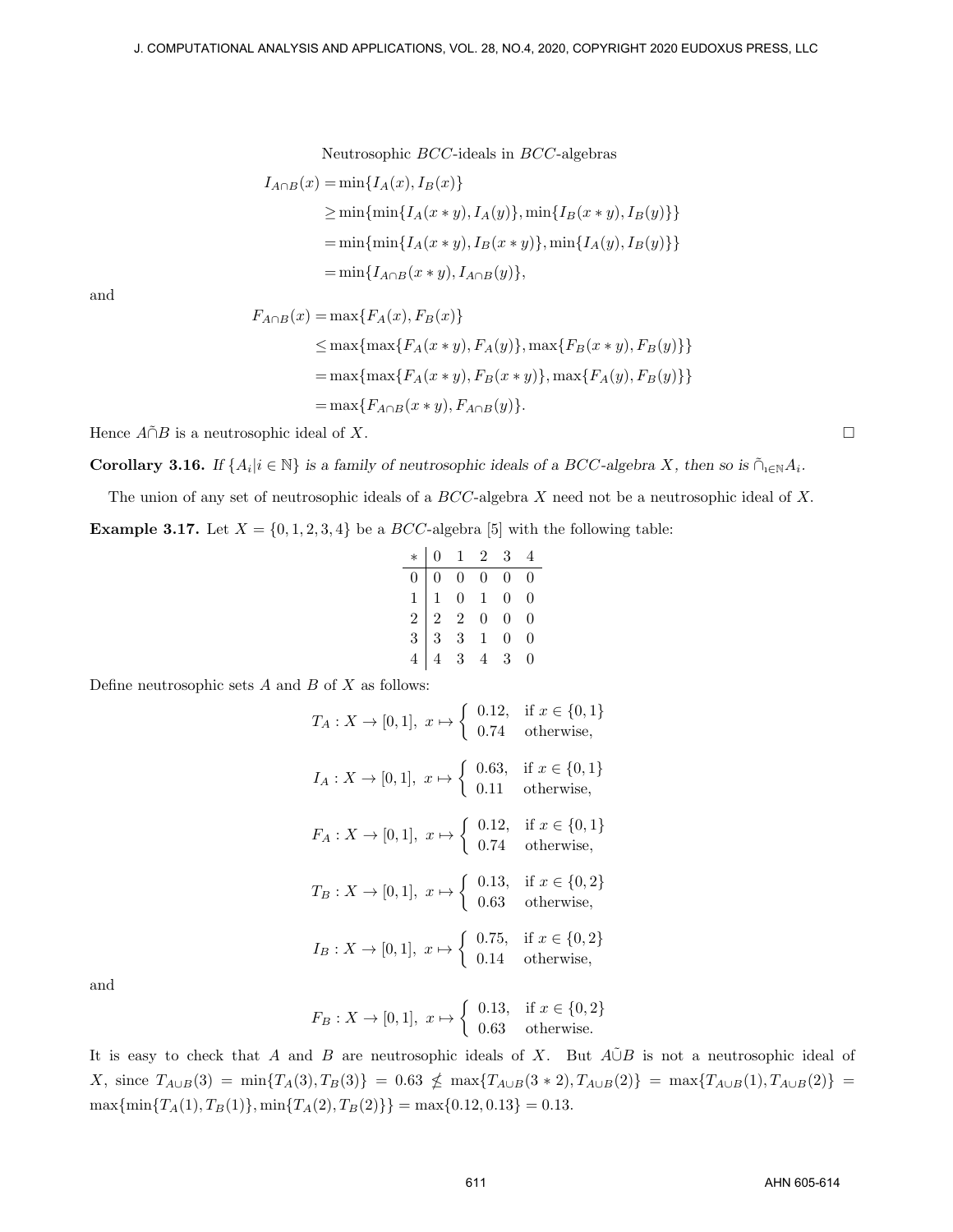$$
\begin{aligned}
I_{A\cap B}(x) &= \min\{I_A(x), I_B(x)\} \\
&\geq \min\{\min\{I_A(x*y), I_A(y)\}, \min\{I_B(x*y), I_B(y)\}\} \\
&= \min\{\min\{I_A(x*y), I_B(x*y)\}, \min\{I_A(y), I_B(y)\}\} \\
&= \min\{I_{A\cap B}(x*y), I_{A\cap B}(y)\},
\end{aligned}
$$

and

$$
\begin{aligned}
F_{A\cap B}(x) &= \max\{F_A(x), F_B(x)\} \\
&\leq \max\{\max\{F_A(x*y), F_A(y)\}, \max\{F_B(x*y), F_B(y)\}\} \\
&= \max\{\max\{F_A(x*y), F_B(x*y)\}, \max\{F_A(y), F_B(y)\}\} \\
&= \max\{F_{A\cap B}(x*y), F_{A\cap B}(y)\}.
\end{aligned}
$$

Hence $A\tilde{\cap}B$ is a neutrosophic ideal of $X$. □

**Corollary 3.16.** *If $\{A_i | i \in \mathbb{N}\}$ is a family of neutrosophic ideals of a BCC-algebra $X$, then so is $\tilde{\cap}_{i\in\mathbb{N}}A_i$.*

The union of any set of neutrosophic ideals of a $BCC$-algebra $X$ need not be a neutrosophic ideal of $X$.

**Example 3.17.** Let $X = \{0, 1, 2, 3, 4\}$ be a $BCC$-algebra [5] with the following table:

| * | 0 | 1 | 2 | 3 | 4 |
|---|---|---|---|---|---|
| 0 | 0 | 0 | 0 | 0 | 0 |
| 1 | 1 | 0 | 1 | 0 | 0 |
| 2 | 2 | 2 | 0 | 0 | 0 |
| 3 | 3 | 3 | 1 | 0 | 0 |
| 4 | 4 | 3 | 4 | 3 | 0 |

Define neutrosophic sets $A$ and $B$ of $X$ as follows:

$$T_A : X \to [0,1],\ x \mapsto \begin{cases} 0.12, & \text{if } x \in \{0,1\} \\ 0.74 & \text{otherwise,} \end{cases}$$

$$I_A : X \to [0,1],\ x \mapsto \begin{cases} 0.63, & \text{if } x \in \{0,1\} \\ 0.11 & \text{otherwise,} \end{cases}$$

$$F_A : X \to [0,1],\ x \mapsto \begin{cases} 0.12, & \text{if } x \in \{0,1\} \\ 0.74 & \text{otherwise,} \end{cases}$$

$$T_B : X \to [0,1],\ x \mapsto \begin{cases} 0.13, & \text{if } x \in \{0,2\} \\ 0.63 & \text{otherwise,} \end{cases}$$

$$I_B : X \to [0,1],\ x \mapsto \begin{cases} 0.75, & \text{if } x \in \{0,2\} \\ 0.14 & \text{otherwise,} \end{cases}$$

and

$$F_B : X \to [0,1],\ x \mapsto \begin{cases} 0.13, & \text{if } x \in \{0,2\} \\ 0.63 & \text{otherwise.} \end{cases}$$

It is easy to check that $A$ and $B$ are neutrosophic ideals of $X$. But $A\tilde{\cup}B$ is not a neutrosophic ideal of $X$, since $T_{A\cup B}(3) = \min\{T_A(3), T_B(3)\} = 0.63 \not\leq \max\{T_{A\cup B}(3*2), T_{A\cup B}(2)\} = \max\{T_{A\cup B}(1), T_{A\cup B}(2)\} = \max\{\min\{T_A(1), T_B(1)\}, \min\{T_A(2), T_B(2)\}\} = \max\{0.12, 0.13\} = 0.13$.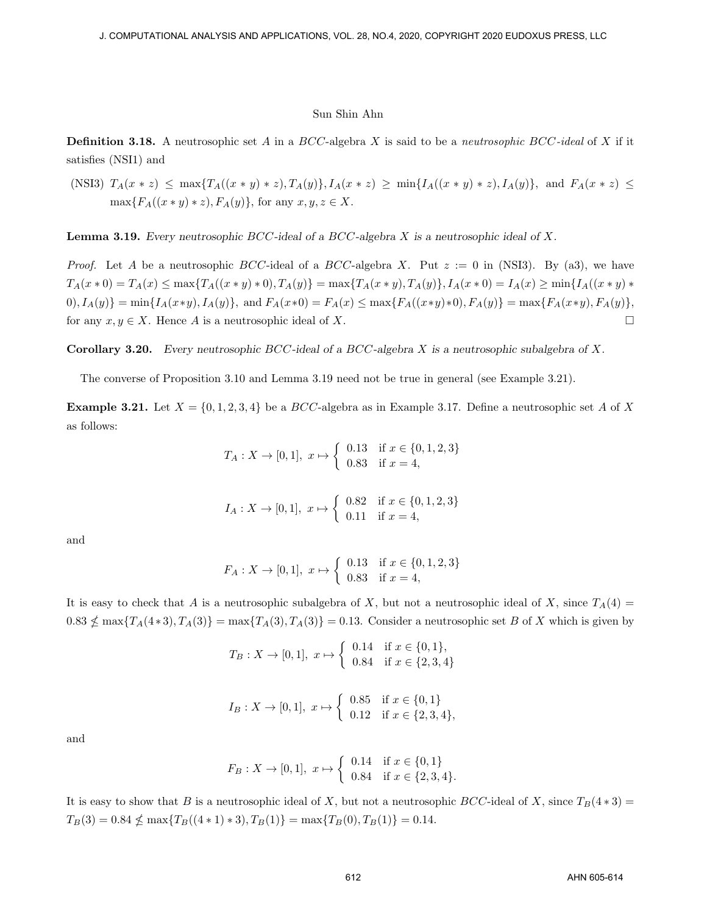**Definition 3.18.** A neutrosophic set $A$ in a $BCC$-algebra $X$ is said to be a *neutrosophic BCC-ideal* of $X$ if it satisfies (NSI1) and

(NSI3) $T_A(x * z) \leq \max\{T_A((x * y) * z), T_A(y)\}, I_A(x * z) \geq \min\{I_A((x * y) * z), I_A(y)\}$, and $F_A(x * z) \leq \max\{F_A((x * y) * z), F_A(y)\}$, for any $x, y, z \in X$.

**Lemma 3.19.** *Every neutrosophic BCC-ideal of a BCC-algebra X is a neutrosophic ideal of X.*

*Proof.* Let $A$ be a neutrosophic $BCC$-ideal of a $BCC$-algebra $X$. Put $z := 0$ in (NSI3). By (a3), we have $T_A(x * 0) = T_A(x) \leq \max\{T_A((x * y) * 0), T_A(y)\} = \max\{T_A(x * y), T_A(y)\}, I_A(x * 0) = I_A(x) \geq \min\{I_A((x * y) * 0), I_A(y)\} = \min\{I_A(x*y), I_A(y)\}$, and $F_A(x*0) = F_A(x) \leq \max\{F_A((x*y)*0), F_A(y)\} = \max\{F_A(x*y), F_A(y)\}$, for any $x, y \in X$. Hence $A$ is a neutrosophic ideal of $X$. □

**Corollary 3.20.** *Every neutrosophic BCC-ideal of a BCC-algebra X is a neutrosophic subalgebra of X.*

The converse of Proposition 3.10 and Lemma 3.19 need not be true in general (see Example 3.21).

**Example 3.21.** Let $X = \{0, 1, 2, 3, 4\}$ be a $BCC$-algebra as in Example 3.17. Define a neutrosophic set $A$ of $X$ as follows:

$$T_A : X \to [0, 1],\ x \mapsto \begin{cases} 0.13 & \text{if } x \in \{0, 1, 2, 3\} \\ 0.83 & \text{if } x = 4, \end{cases}$$

$$I_A : X \to [0, 1],\ x \mapsto \begin{cases} 0.82 & \text{if } x \in \{0, 1, 2, 3\} \\ 0.11 & \text{if } x = 4, \end{cases}$$

and

$$F_A : X \to [0, 1],\ x \mapsto \begin{cases} 0.13 & \text{if } x \in \{0, 1, 2, 3\} \\ 0.83 & \text{if } x = 4, \end{cases}$$

It is easy to check that $A$ is a neutrosophic subalgebra of $X$, but not a neutrosophic ideal of $X$, since $T_A(4) = 0.83 \not\leq \max\{T_A(4*3), T_A(3)\} = \max\{T_A(3), T_A(3)\} = 0.13$. Consider a neutrosophic set $B$ of $X$ which is given by

$$T_B : X \to [0, 1],\ x \mapsto \begin{cases} 0.14 & \text{if } x \in \{0, 1\}, \\ 0.84 & \text{if } x \in \{2, 3, 4\} \end{cases}$$

$$I_B : X \to [0, 1],\ x \mapsto \begin{cases} 0.85 & \text{if } x \in \{0, 1\} \\ 0.12 & \text{if } x \in \{2, 3, 4\}, \end{cases}$$

and

$$F_B : X \to [0, 1],\ x \mapsto \begin{cases} 0.14 & \text{if } x \in \{0, 1\} \\ 0.84 & \text{if } x \in \{2, 3, 4\}. \end{cases}$$

It is easy to show that $B$ is a neutrosophic ideal of $X$, but not a neutrosophic $BCC$-ideal of $X$, since $T_B(4 * 3) = T_B(3) = 0.84 \not\leq \max\{T_B((4 * 1) * 3), T_B(1)\} = \max\{T_B(0), T_B(1)\} = 0.14$.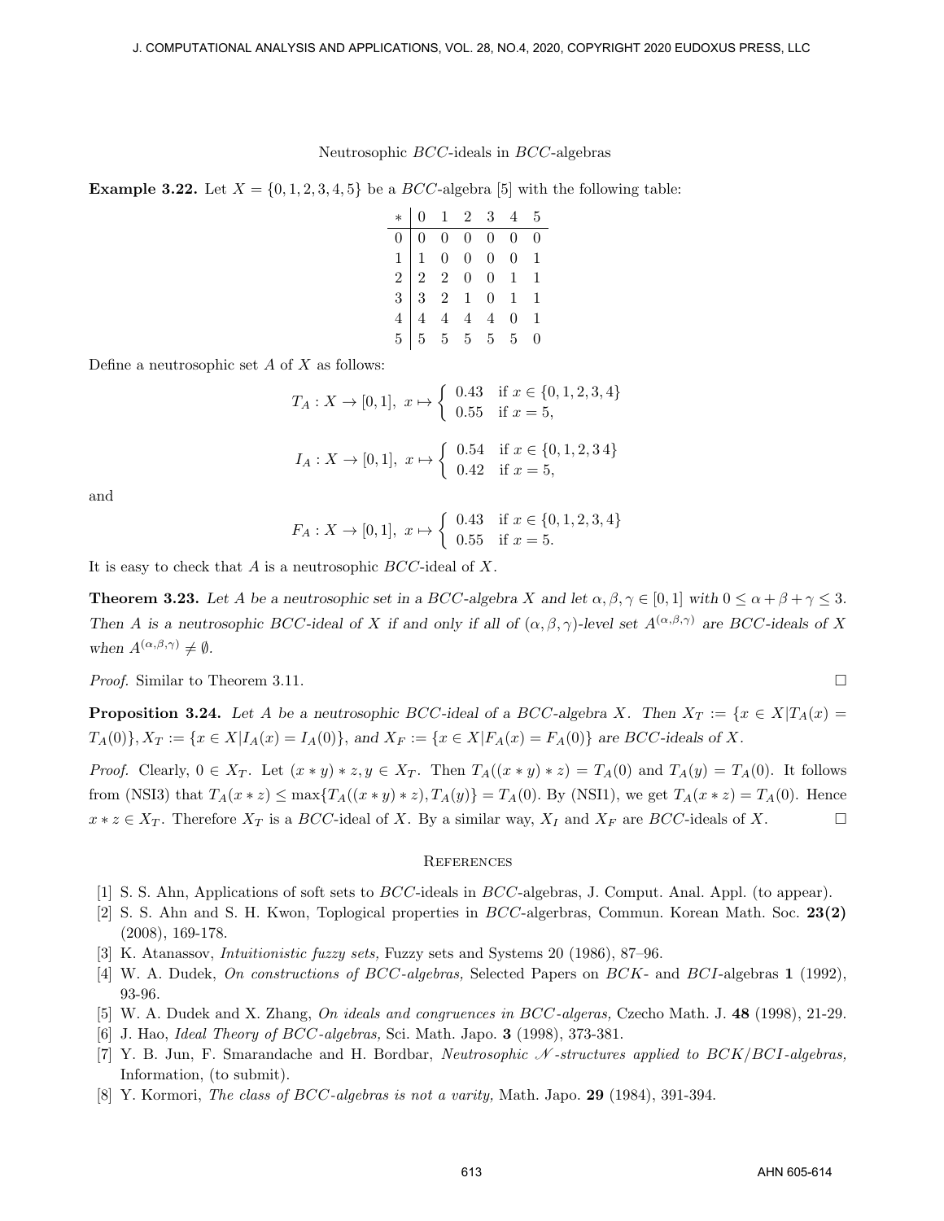**Example 3.22.** Let $X = \{0, 1, 2, 3, 4, 5\}$ be a $BCC$-algebra [5] with the following table:

| $*$ | 0 | 1 | 2 | 3 | 4 | 5 |
|---|---|---|---|---|---|---|
| 0 | 0 | 0 | 0 | 0 | 0 | 0 |
| 1 | 1 | 0 | 0 | 0 | 0 | 1 |
| 2 | 2 | 2 | 0 | 0 | 1 | 1 |
| 3 | 3 | 2 | 1 | 0 | 1 | 1 |
| 4 | 4 | 4 | 4 | 4 | 0 | 1 |
| 5 | 5 | 5 | 5 | 5 | 5 | 0 |

Define a neutrosophic set $A$ of $X$ as follows:

$$T_A : X \to [0, 1], \; x \mapsto \begin{cases} 0.43 & \text{if } x \in \{0, 1, 2, 3, 4\} \\ 0.55 & \text{if } x = 5, \end{cases}$$

$$I_A : X \to [0, 1], \; x \mapsto \begin{cases} 0.54 & \text{if } x \in \{0, 1, 2, 3\, 4\} \\ 0.42 & \text{if } x = 5, \end{cases}$$

and

$$F_A : X \to [0, 1], \; x \mapsto \begin{cases} 0.43 & \text{if } x \in \{0, 1, 2, 3, 4\} \\ 0.55 & \text{if } x = 5. \end{cases}$$

It is easy to check that $A$ is a neutrosophic $BCC$-ideal of $X$.

**Theorem 3.23.** *Let $A$ be a neutrosophic set in a BCC-algebra $X$ and let $\alpha, \beta, \gamma \in [0, 1]$ with $0 \leq \alpha + \beta + \gamma \leq 3$. Then $A$ is a neutrosophic BCC-ideal of $X$ if and only if all of $(\alpha, \beta, \gamma)$-level set $A^{(\alpha,\beta,\gamma)}$ are BCC-ideals of $X$ when $A^{(\alpha,\beta,\gamma)} \neq \emptyset$.*

*Proof.* Similar to Theorem 3.11. □

**Proposition 3.24.** *Let $A$ be a neutrosophic BCC-ideal of a BCC-algebra $X$. Then $X_T := \{x \in X | T_A(x) = T_A(0)\}, X_T := \{x \in X | I_A(x) = I_A(0)\}$, and $X_F := \{x \in X | F_A(x) = F_A(0)\}$ are BCC-ideals of $X$.*

*Proof.* Clearly, $0 \in X_T$. Let $(x * y) * z, y \in X_T$. Then $T_A((x * y) * z) = T_A(0)$ and $T_A(y) = T_A(0)$. It follows from (NSI3) that $T_A(x * z) \leq \max\{T_A((x * y) * z), T_A(y)\} = T_A(0)$. By (NSI1), we get $T_A(x * z) = T_A(0)$. Hence $x * z \in X_T$. Therefore $X_T$ is a $BCC$-ideal of $X$. By a similar way, $X_I$ and $X_F$ are $BCC$-ideals of $X$. □

## References

[1] S. S. Ahn, Applications of soft sets to $BCC$-ideals in $BCC$-algebras, J. Comput. Anal. Appl. (to appear).

[2] S. S. Ahn and S. H. Kwon, Toplogical properties in $BCC$-algerbras, Commun. Korean Math. Soc. **23(2)** (2008), 169-178.

[3] K. Atanassov, *Intuitionistic fuzzy sets,* Fuzzy sets and Systems 20 (1986), 87–96.

[4] W. A. Dudek, *On constructions of BCC-algebras,* Selected Papers on $BCK$- and $BCI$-algebras **1** (1992), 93-96.

[5] W. A. Dudek and X. Zhang, *On ideals and congruences in BCC-algeras,* Czecho Math. J. **48** (1998), 21-29.

[6] J. Hao, *Ideal Theory of BCC-algebras,* Sci. Math. Japo. **3** (1998), 373-381.

[7] Y. B. Jun, F. Smarandache and H. Bordbar, *Neutrosophic $\mathcal{N}$-structures applied to BCK/BCI-algebras,* Information, (to submit).

[8] Y. Kormori, *The class of BCC-algebras is not a varity,* Math. Japo. **29** (1984), 391-394.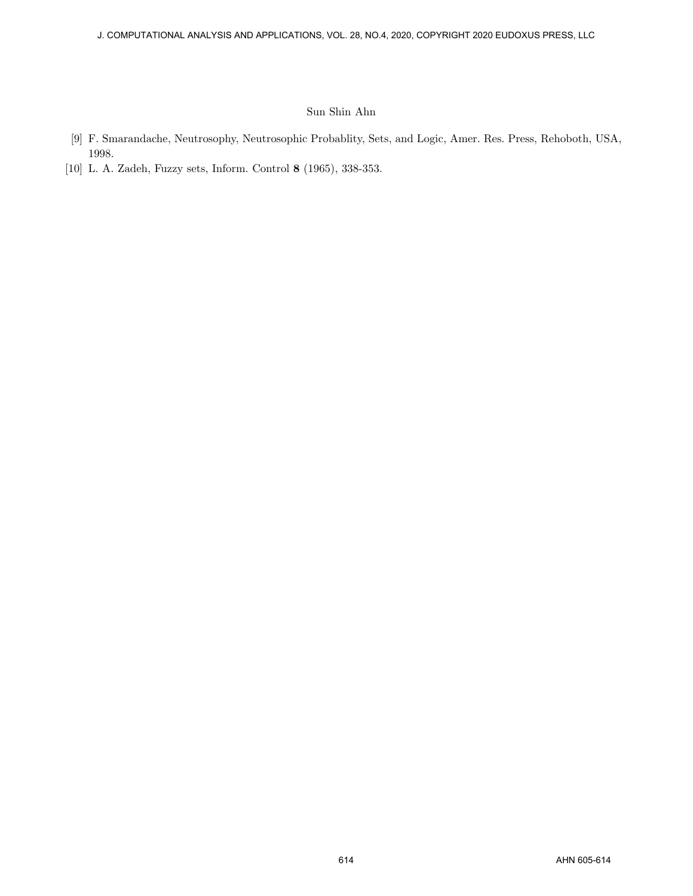[9] F. Smarandache, Neutrosophy, Neutrosophic Probablity, Sets, and Logic, Amer. Res. Press, Rehoboth, USA, 1998.

[10] L. A. Zadeh, Fuzzy sets, Inform. Control **8** (1965), 338-353.